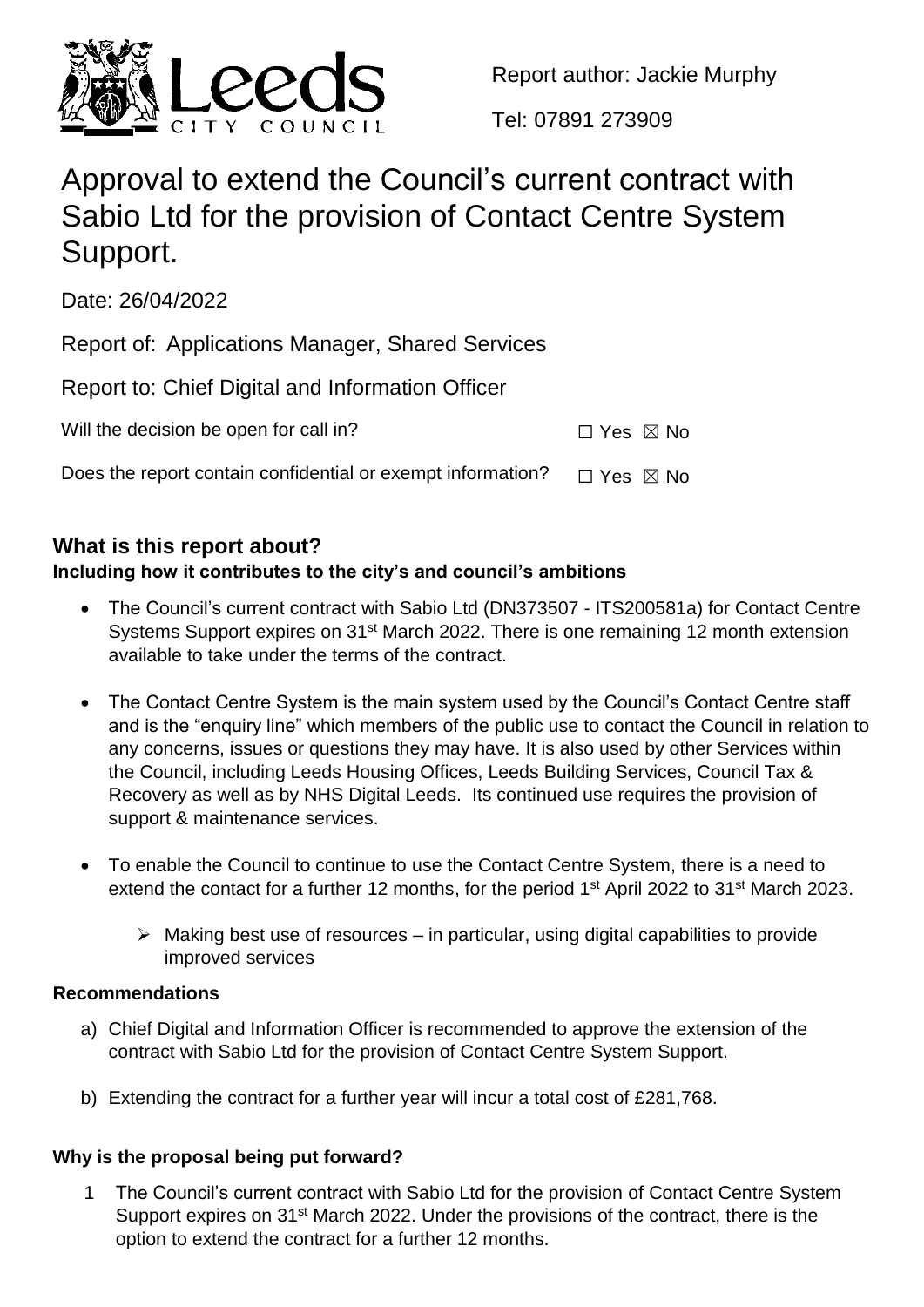Report author: Jackie Murphy

Tel: 07891 273909

# Approval to extend the Council's current contract with Sabio Ltd for the provision of Contact Centre System Support.

Date: 26/04/2022

Report of: Applications Manager, Shared Services

Report to: Chief Digital and Information Officer

Will the decision be open for call in? ☐ Yes ☒ No

Does the report contain confidential or exempt information? ☐ Yes ☒ No

## What is this report about?

### Including how it contributes to the city's and council's ambitions

- The Council's current contract with Sabio Ltd (DN373507 - ITS200581a) for Contact Centre Systems Support expires on 31st March 2022. There is one remaining 12 month extension available to take under the terms of the contract.
- The Contact Centre System is the main system used by the Council's Contact Centre staff and is the "enquiry line" which members of the public use to contact the Council in relation to any concerns, issues or questions they may have. It is also used by other Services within the Council, including Leeds Housing Offices, Leeds Building Services, Council Tax & Recovery as well as by NHS Digital Leeds. Its continued use requires the provision of support & maintenance services.
- To enable the Council to continue to use the Contact Centre System, there is a need to extend the contact for a further 12 months, for the period 1st April 2022 to 31st March 2023.
  - Making best use of resources – in particular, using digital capabilities to provide improved services

### Recommendations

a) Chief Digital and Information Officer is recommended to approve the extension of the contract with Sabio Ltd for the provision of Contact Centre System Support.

b) Extending the contract for a further year will incur a total cost of £281,768.

### Why is the proposal being put forward?

1 The Council's current contract with Sabio Ltd for the provision of Contact Centre System Support expires on 31st March 2022. Under the provisions of the contract, there is the option to extend the contract for a further 12 months.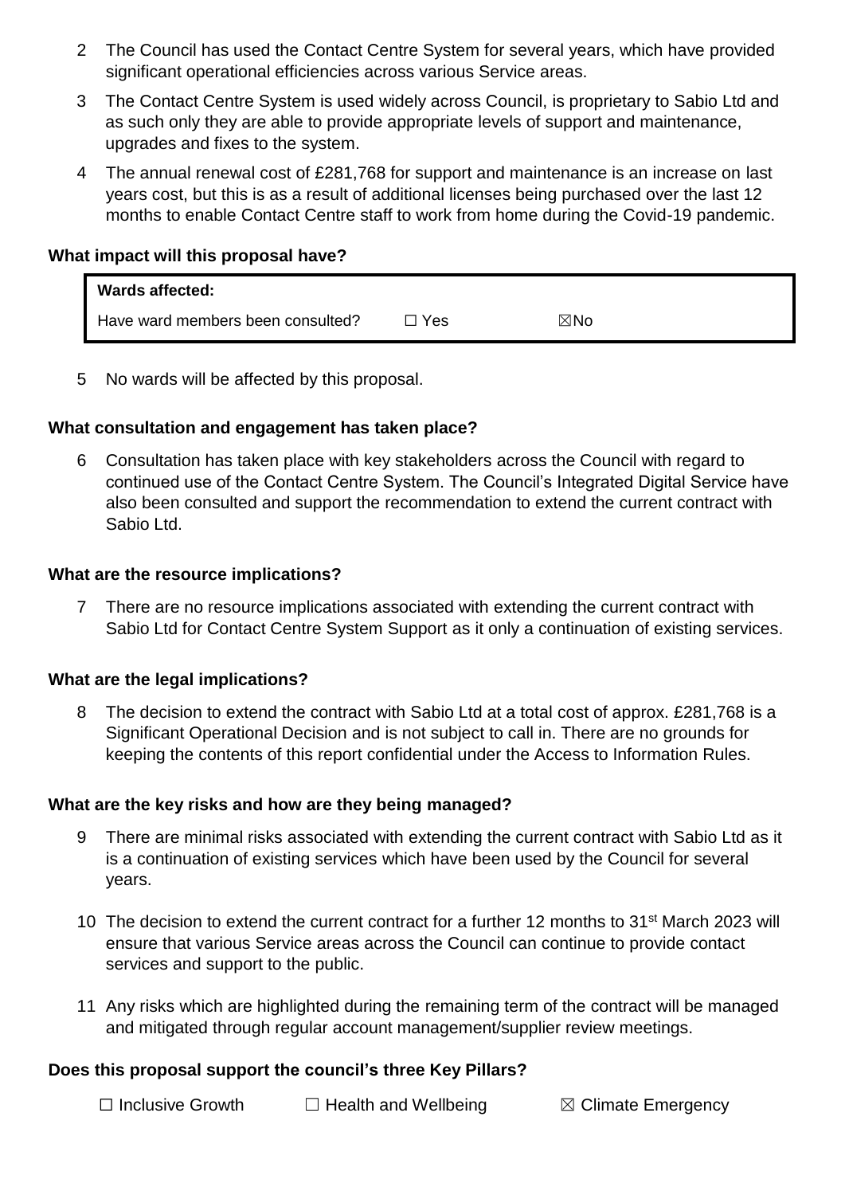2 The Council has used the Contact Centre System for several years, which have provided significant operational efficiencies across various Service areas.

3 The Contact Centre System is used widely across Council, is proprietary to Sabio Ltd and as such only they are able to provide appropriate levels of support and maintenance, upgrades and fixes to the system.

4 The annual renewal cost of £281,768 for support and maintenance is an increase on last years cost, but this is as a result of additional licenses being purchased over the last 12 months to enable Contact Centre staff to work from home during the Covid-19 pandemic.

**What impact will this proposal have?**

| **Wards affected:** | | |
|---|---|---|
| Have ward members been consulted? | ☐ Yes | ☒No |

5 No wards will be affected by this proposal.

**What consultation and engagement has taken place?**

6 Consultation has taken place with key stakeholders across the Council with regard to continued use of the Contact Centre System. The Council's Integrated Digital Service have also been consulted and support the recommendation to extend the current contract with Sabio Ltd.

**What are the resource implications?**

7 There are no resource implications associated with extending the current contract with Sabio Ltd for Contact Centre System Support as it only a continuation of existing services.

**What are the legal implications?**

8 The decision to extend the contract with Sabio Ltd at a total cost of approx. £281,768 is a Significant Operational Decision and is not subject to call in. There are no grounds for keeping the contents of this report confidential under the Access to Information Rules.

**What are the key risks and how are they being managed?**

9 There are minimal risks associated with extending the current contract with Sabio Ltd as it is a continuation of existing services which have been used by the Council for several years.

10 The decision to extend the current contract for a further 12 months to 31st March 2023 will ensure that various Service areas across the Council can continue to provide contact services and support to the public.

11 Any risks which are highlighted during the remaining term of the contract will be managed and mitigated through regular account management/supplier review meetings.

**Does this proposal support the council's three Key Pillars?**

☐ Inclusive Growth ☐ Health and Wellbeing ☒ Climate Emergency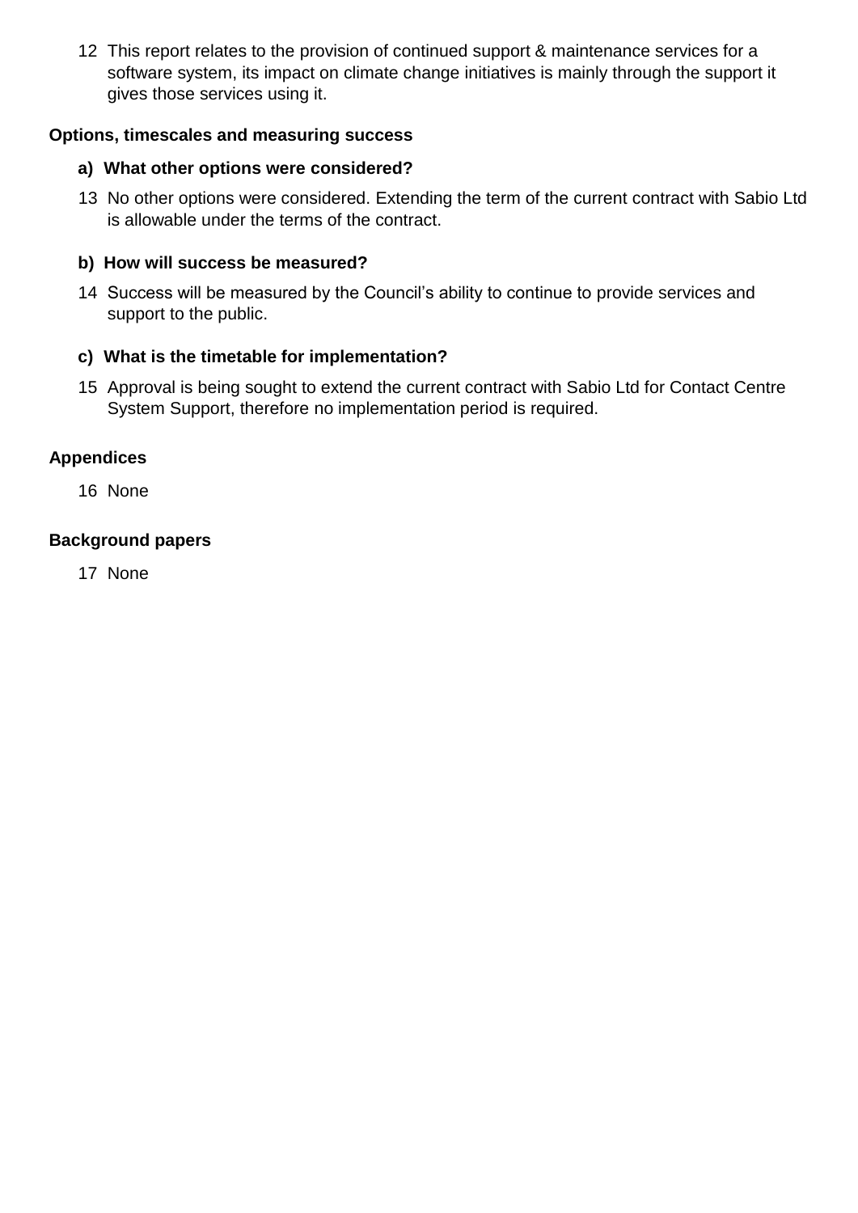12 This report relates to the provision of continued support & maintenance services for a software system, its impact on climate change initiatives is mainly through the support it gives those services using it.

**Options, timescales and measuring success**

**a) What other options were considered?**

13 No other options were considered. Extending the term of the current contract with Sabio Ltd is allowable under the terms of the contract.

**b) How will success be measured?**

14 Success will be measured by the Council's ability to continue to provide services and support to the public.

**c) What is the timetable for implementation?**

15 Approval is being sought to extend the current contract with Sabio Ltd for Contact Centre System Support, therefore no implementation period is required.

**Appendices**

16 None

**Background papers**

17 None